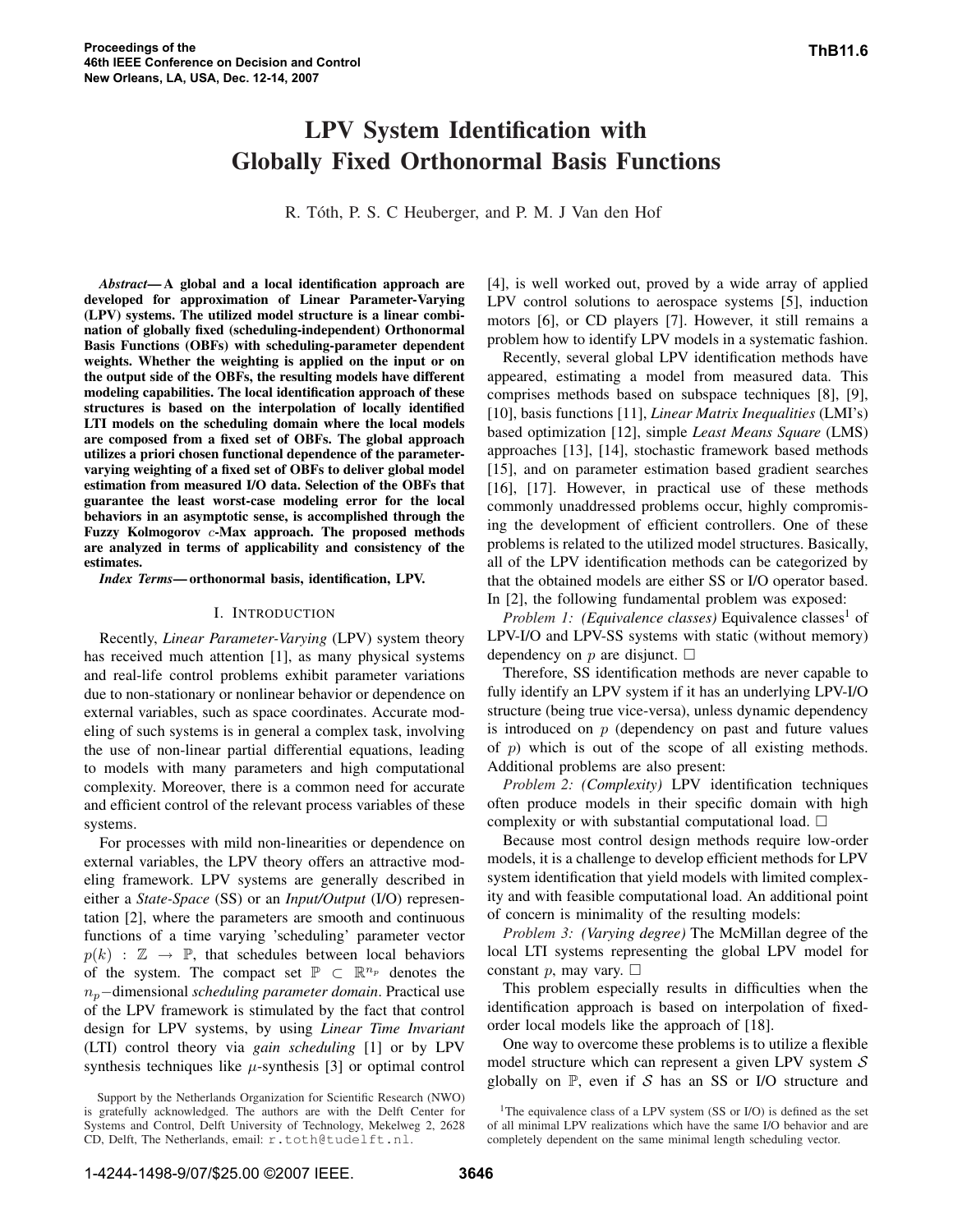# LPV System Identification with Globally Fixed Orthonormal Basis Functions

R. Tóth, P. S. C Heuberger, and P. M. J Van den Hof

***Abstract*— A global and a local identification approach are developed for approximation of Linear Parameter-Varying (LPV) systems. The utilized model structure is a linear combination of globally fixed (scheduling-independent) Orthonormal Basis Functions (OBFs) with scheduling-parameter dependent weights. Whether the weighting is applied on the input or on the output side of the OBFs, the resulting models have different modeling capabilities. The local identification approach of these structures is based on the interpolation of locally identified LTI models on the scheduling domain where the local models are composed from a fixed set of OBFs. The global approach utilizes a priori chosen functional dependence of the parameter-varying weighting of a fixed set of OBFs to deliver global model estimation from measured I/O data. Selection of the OBFs that guarantee the least worst-case modeling error for the local behaviors in an asymptotic sense, is accomplished through the Fuzzy Kolmogorov $c$-Max approach. The proposed methods are analyzed in terms of applicability and consistency of the estimates.**

***Index Terms*— orthonormal basis, identification, LPV.**

## I. Introduction

Recently, *Linear Parameter-Varying* (LPV) system theory has received much attention [1], as many physical systems and real-life control problems exhibit parameter variations due to non-stationary or nonlinear behavior or dependence on external variables, such as space coordinates. Accurate modeling of such systems is in general a complex task, involving the use of non-linear partial differential equations, leading to models with many parameters and high computational complexity. Moreover, there is a common need for accurate and efficient control of the relevant process variables of these systems.

For processes with mild non-linearities or dependence on external variables, the LPV theory offers an attractive modeling framework. LPV systems are generally described in either a *State-Space* (SS) or an *Input/Output* (I/O) representation [2], where the parameters are smooth and continuous functions of a time varying 'scheduling' parameter vector $p(k) : \mathbb{Z} \to \mathbb{P}$, that schedules between local behaviors of the system. The compact set $\mathbb{P} \subset \mathbb{R}^{n_p}$ denotes the $n_p$−dimensional *scheduling parameter domain*. Practical use of the LPV framework is stimulated by the fact that control design for LPV systems, by using *Linear Time Invariant* (LTI) control theory via *gain scheduling* [1] or by LPV synthesis techniques like $\mu$-synthesis [3] or optimal control [4], is well worked out, proved by a wide array of applied LPV control solutions to aerospace systems [5], induction motors [6], or CD players [7]. However, it still remains a problem how to identify LPV models in a systematic fashion.

Recently, several global LPV identification methods have appeared, estimating a model from measured data. This comprises methods based on subspace techniques [8], [9], [10], basis functions [11], *Linear Matrix Inequalities* (LMI's) based optimization [12], simple *Least Means Square* (LMS) approaches [13], [14], stochastic framework based methods [15], and on parameter estimation based gradient searches [16], [17]. However, in practical use of these methods commonly unaddressed problems occur, highly compromising the development of efficient controllers. One of these problems is related to the utilized model structures. Basically, all of the LPV identification methods can be categorized by that the obtained models are either SS or I/O operator based. In [2], the following fundamental problem was exposed:

*Problem 1: (Equivalence classes)* Equivalence classes[1] of LPV-I/O and LPV-SS systems with static (without memory) dependency on $p$ are disjunct. □

Therefore, SS identification methods are never capable to fully identify an LPV system if it has an underlying LPV-I/O structure (being true vice-versa), unless dynamic dependency is introduced on $p$ (dependency on past and future values of $p$) which is out of the scope of all existing methods. Additional problems are also present:

*Problem 2: (Complexity)* LPV identification techniques often produce models in their specific domain with high complexity or with substantial computational load. □

Because most control design methods require low-order models, it is a challenge to develop efficient methods for LPV system identification that yield models with limited complexity and with feasible computational load. An additional point of concern is minimality of the resulting models:

*Problem 3: (Varying degree)* The McMillan degree of the local LTI systems representing the global LPV model for constant $p$, may vary. □

This problem especially results in difficulties when the identification approach is based on interpolation of fixed-order local models like the approach of [18].

One way to overcome these problems is to utilize a flexible model structure which can represent a given LPV system $\mathcal{S}$ globally on $\mathbb{P}$, even if $\mathcal{S}$ has an SS or I/O structure and

Support by the Netherlands Organization for Scientific Research (NWO) is gratefully acknowledged. The authors are with the Delft Center for Systems and Control, Delft University of Technology, Mekelweg 2, 2628 CD, Delft, The Netherlands, email: r.toth@tudelft.nl.

[1] The equivalence class of a LPV system (SS or I/O) is defined as the set of all minimal LPV realizations which have the same I/O behavior and are completely dependent on the same minimal length scheduling vector.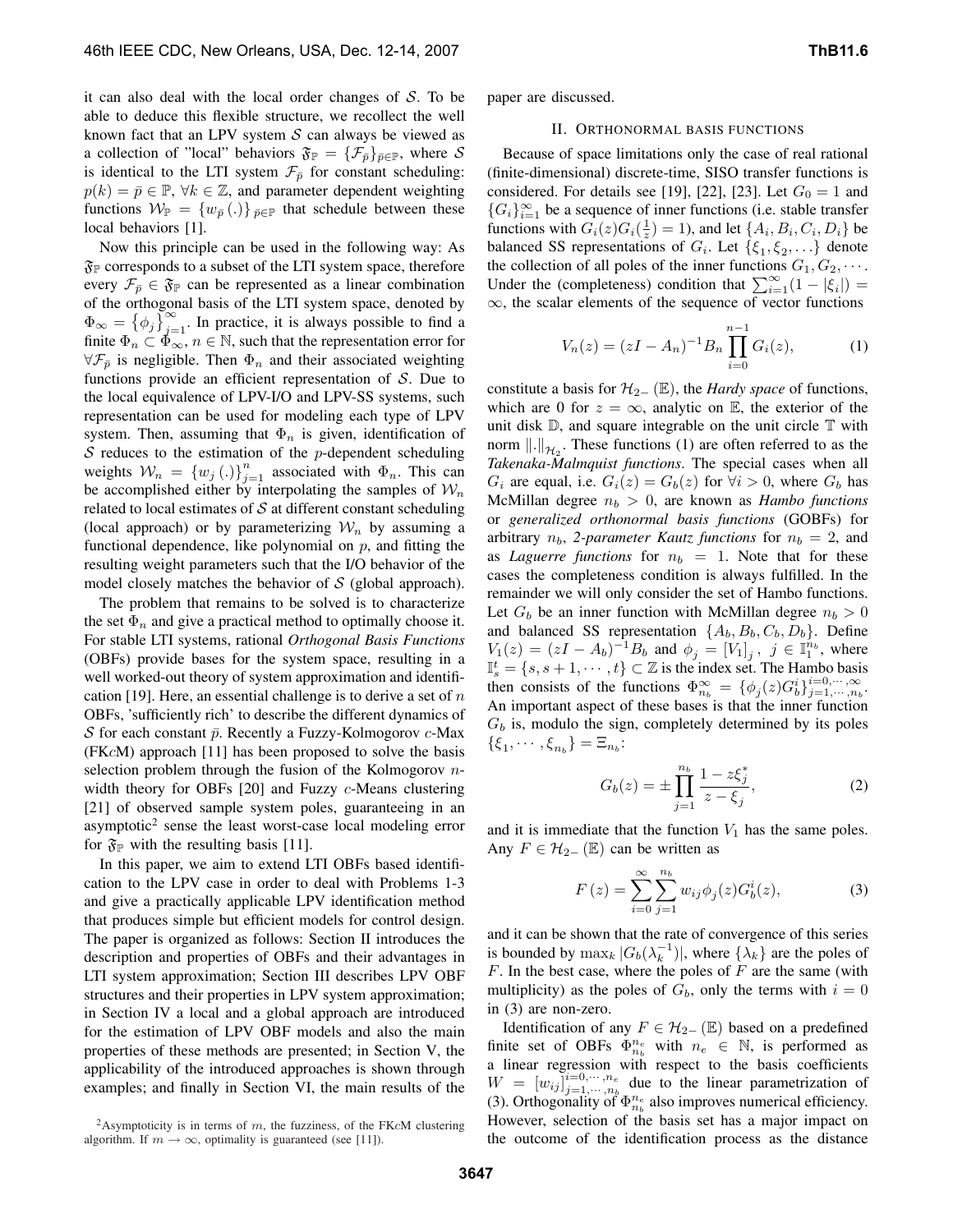it can also deal with the local order changes of $\mathcal{S}$. To be able to deduce this flexible structure, we recollect the well known fact that an LPV system $\mathcal{S}$ can always be viewed as a collection of "local" behaviors $\mathfrak{F}_{\mathbb{P}} = \{\mathcal{F}_{\bar{p}}\}_{\bar{p}\in\mathbb{P}}$, where $\mathcal{S}$ is identical to the LTI system $\mathcal{F}_{\bar{p}}$ for constant scheduling: $p(k) = \bar{p} \in \mathbb{P}$, $\forall k \in \mathbb{Z}$, and parameter dependent weighting functions $\mathcal{W}_{\mathbb{P}} = \{w_{\bar{p}}(.)\}_{\bar{p}\in\mathbb{P}}$ that schedule between these local behaviors [1].

Now this principle can be used in the following way: As $\mathfrak{F}_{\mathbb{P}}$ corresponds to a subset of the LTI system space, therefore every $\mathcal{F}_{\bar{p}} \in \mathfrak{F}_{\mathbb{P}}$ can be represented as a linear combination of the orthogonal basis of the LTI system space, denoted by $\Phi_\infty = \{\phi_j\}_{j=1}^{\infty}$. In practice, it is always possible to find a finite $\Phi_n \subset \Phi_\infty$, $n \in \mathbb{N}$, such that the representation error for $\forall \mathcal{F}_{\bar{p}}$ is negligible. Then $\Phi_n$ and their associated weighting functions provide an efficient representation of $\mathcal{S}$. Due to the local equivalence of LPV-I/O and LPV-SS systems, such representation can be used for modeling each type of LPV system. Then, assuming that $\Phi_n$ is given, identification of $\mathcal{S}$ reduces to the estimation of the $p$-dependent scheduling weights $\mathcal{W}_n = \{w_j(.)\}_{j=1}^{n}$ associated with $\Phi_n$. This can be accomplished either by interpolating the samples of $\mathcal{W}_n$ related to local estimates of $\mathcal{S}$ at different constant scheduling (local approach) or by parameterizing $\mathcal{W}_n$ by assuming a functional dependence, like polynomial on $p$, and fitting the resulting weight parameters such that the I/O behavior of the model closely matches the behavior of $\mathcal{S}$ (global approach).

The problem that remains to be solved is to characterize the set $\Phi_n$ and give a practical method to optimally choose it. For stable LTI systems, rational *Orthogonal Basis Functions* (OBFs) provide bases for the system space, resulting in a well worked-out theory of system approximation and identification [19]. Here, an essential challenge is to derive a set of $n$ OBFs, 'sufficiently rich' to describe the different dynamics of $\mathcal{S}$ for each constant $\bar{p}$. Recently a Fuzzy-Kolmogorov $c$-Max (FK$c$M) approach [11] has been proposed to solve the basis selection problem through the fusion of the Kolmogorov $n$-width theory for OBFs [20] and Fuzzy $c$-Means clustering [21] of observed sample system poles, guaranteeing in an asymptotic[2] sense the least worst-case local modeling error for $\mathfrak{F}_{\mathbb{P}}$ with the resulting basis [11].

In this paper, we aim to extend LTI OBFs based identification to the LPV case in order to deal with Problems 1-3 and give a practically applicable LPV identification method that produces simple but efficient models for control design. The paper is organized as follows: Section II introduces the description and properties of OBFs and their advantages in LTI system approximation; Section III describes LPV OBF structures and their properties in LPV system approximation; in Section IV a local and a global approach are introduced for the estimation of LPV OBF models and also the main properties of these methods are presented; in Section V, the applicability of the introduced approaches is shown through examples; and finally in Section VI, the main results of the paper are discussed.

[2]Asymptoticity is in terms of $m$, the fuzziness, of the FK$c$M clustering algorithm. If $m \to \infty$, optimality is guaranteed (see [11]).

## II. Orthonormal basis functions

Because of space limitations only the case of real rational (finite-dimensional) discrete-time, SISO transfer functions is considered. For details see [19], [22], [23]. Let $G_0 = 1$ and $\{G_i\}_{i=1}^{\infty}$ be a sequence of inner functions (i.e. stable transfer functions with $G_i(z)G_i(\frac{1}{z}) = 1$), and let $\{A_i, B_i, C_i, D_i\}$ be balanced SS representations of $G_i$. Let $\{\xi_1, \xi_2, \ldots\}$ denote the collection of all poles of the inner functions $G_1, G_2, \cdots$. Under the (completeness) condition that $\sum_{i=1}^{\infty}(1 - |\xi_i|) = \infty$, the scalar elements of the sequence of vector functions

$$V_n(z) = (zI - A_n)^{-1} B_n \prod_{i=0}^{n-1} G_i(z), \tag{1}$$

constitute a basis for $\mathcal{H}_{2-}(\mathbb{E})$, the *Hardy space* of functions, which are 0 for $z = \infty$, analytic on $\mathbb{E}$, the exterior of the unit disk $\mathbb{D}$, and square integrable on the unit circle $\mathbb{T}$ with norm $\|.\|_{\mathcal{H}_2}$. These functions (1) are often referred to as the *Takenaka-Malmquist functions*. The special cases when all $G_i$ are equal, i.e. $G_i(z) = G_b(z)$ for $\forall i > 0$, where $G_b$ has McMillan degree $n_b > 0$, are known as *Hambo functions* or *generalized orthonormal basis functions* (GOBFs) for arbitrary $n_b$, *2-parameter Kautz functions* for $n_b = 2$, and as *Laguerre functions* for $n_b = 1$. Note that for these cases the completeness condition is always fulfilled. In the remainder we will only consider the set of Hambo functions. Let $G_b$ be an inner function with McMillan degree $n_b > 0$ and balanced SS representation $\{A_b, B_b, C_b, D_b\}$. Define $V_1(z) = (zI - A_b)^{-1} B_b$ and $\phi_j = [V_1]_j$, $j \in \mathbb{I}_1^{n_b}$, where $\mathbb{I}_s^t = \{s, s+1, \cdots, t\} \subset \mathbb{Z}$ is the index set. The Hambo basis then consists of the functions $\Phi_{n_b}^{\infty} = \{\phi_j(z) G_b^i\}_{j=1,\cdots,n_b}^{i=0,\cdots,\infty}$. An important aspect of these bases is that the inner function $G_b$ is, modulo the sign, completely determined by its poles $\{\xi_1, \cdots, \xi_{n_b}\} = \Xi_{n_b}$:

$$G_b(z) = \pm \prod_{j=1}^{n_b} \frac{1 - z\xi_j^*}{z - \xi_j}, \tag{2}$$

and it is immediate that the function $V_1$ has the same poles. Any $F \in \mathcal{H}_{2-}(\mathbb{E})$ can be written as

$$F(z) = \sum_{i=0}^{\infty} \sum_{j=1}^{n_b} w_{ij} \phi_j(z) G_b^i(z), \tag{3}$$

and it can be shown that the rate of convergence of this series is bounded by $\max_k |G_b(\lambda_k^{-1})|$, where $\{\lambda_k\}$ are the poles of $F$. In the best case, where the poles of $F$ are the same (with multiplicity) as the poles of $G_b$, only the terms with $i = 0$ in (3) are non-zero.

Identification of any $F \in \mathcal{H}_{2-}(\mathbb{E})$ based on a predefined finite set of OBFs $\Phi_{n_b}^{n_e}$ with $n_e \in \mathbb{N}$, is performed as a linear regression with respect to the basis coefficients $W = [w_{ij}]_{j=1,\cdots,n_b}^{i=0,\cdots,n_e}$ due to the linear parametrization of (3). Orthogonality of $\Phi_{n_b}^{n_e}$ also improves numerical efficiency. However, selection of the basis set has a major impact on the outcome of the identification process as the distance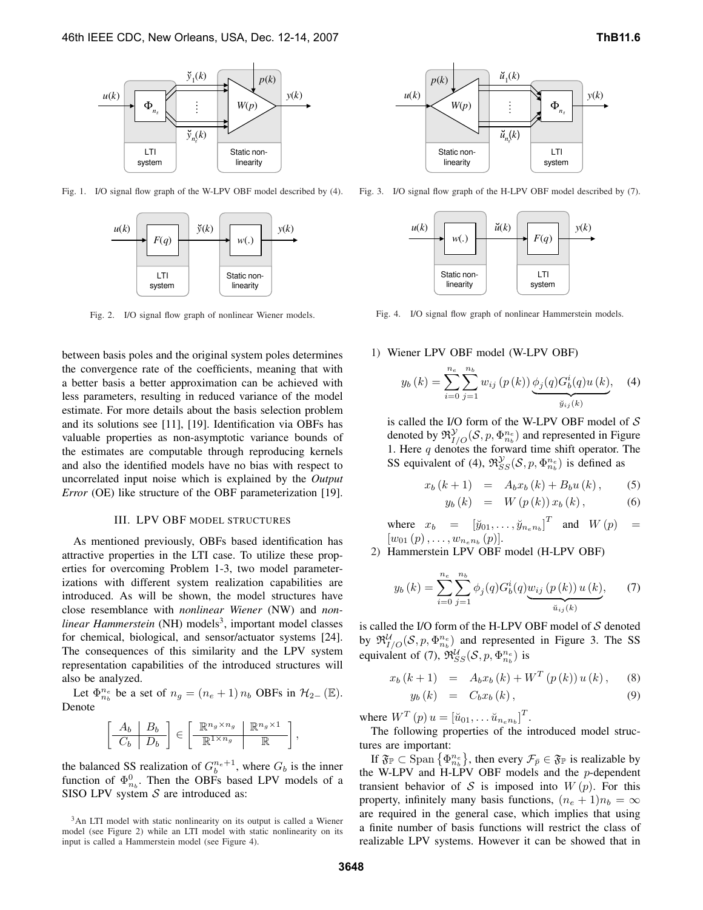Fig. 1. I/O signal flow graph of the W-LPV OBF model described by (4).

Fig. 2. I/O signal flow graph of nonlinear Wiener models.

Fig. 3. I/O signal flow graph of the H-LPV OBF model described by (7).

Fig. 4. I/O signal flow graph of nonlinear Hammerstein models.

between basis poles and the original system poles determines the convergence rate of the coefficients, meaning that with a better basis a better approximation can be achieved with less parameters, resulting in reduced variance of the model estimate. For more details about the basis selection problem and its solutions see [11], [19]. Identification via OBFs has valuable properties as non-asymptotic variance bounds of the estimates are computable through reproducing kernels and also the identified models have no bias with respect to uncorrelated input noise which is explained by the *Output Error* (OE) like structure of the OBF parameterization [19].

## III. LPV OBF MODEL STRUCTURES

As mentioned previously, OBFs based identification has attractive properties in the LTI case. To utilize these properties for overcoming Problem 1-3, two model parameterizations with different system realization capabilities are introduced. As will be shown, the model structures have close resemblance with *nonlinear Wiener* (NW) and *nonlinear Hammerstein* (NH) models[3], important model classes for chemical, biological, and sensor/actuator systems [24]. The consequences of this similarity and the LPV system representation capabilities of the introduced structures will also be analyzed.

Let $\Phi_{n_b}^{n_e}$ be a set of $n_g = (n_e+1)\,n_b$ OBFs in $\mathcal{H}_{2-}(\mathbb{E})$. Denote

$$\left[\begin{array}{c|c} A_b & B_b \\ \hline C_b & D_b \end{array}\right] \in \left[\begin{array}{c|c} \mathbb{R}^{n_g\times n_g} & \mathbb{R}^{n_g\times 1} \\ \hline \mathbb{R}^{1\times n_g} & \mathbb{R} \end{array}\right],$$

the balanced SS realization of $G_b^{n_e+1}$, where $G_b$ is the inner function of $\Phi_{n_b}^{0}$. Then the OBFs based LPV models of a SISO LPV system $\mathcal{S}$ are introduced as:

1) Wiener LPV OBF model (W-LPV OBF)

$$y_b(k) = \sum_{i=0}^{n_e}\sum_{j=1}^{n_b} w_{ij}(p(k))\underbrace{\phi_j(q)G_b^i(q)u(k)}_{\breve{y}_{ij}(k)}, \quad (4)$$

is called the I/O form of the W-LPV OBF model of $\mathcal{S}$ denoted by $\mathfrak{R}_{I/O}^{\mathcal{Y}}(\mathcal{S},p,\Phi_{n_b}^{n_e})$ and represented in Figure 1. Here $q$ denotes the forward time shift operator. The SS equivalent of (4), $\mathfrak{R}_{SS}^{\mathcal{Y}}(\mathcal{S},p,\Phi_{n_b}^{n_e})$ is defined as

$$x_b(k+1) = A_b x_b(k) + B_b u(k), \quad (5)$$

$$y_b(k) = W(p(k))\, x_b(k), \quad (6)$$

where $x_b = [\breve{y}_{01},\ldots,\breve{y}_{n_e n_b}]^T$ and $W(p) = [w_{01}(p),\ldots,w_{n_e n_b}(p)]$.

2) Hammerstein LPV OBF model (H-LPV OBF)

$$y_b(k) = \sum_{i=0}^{n_e}\sum_{j=1}^{n_b} \phi_j(q)G_b^i(q)\underbrace{w_{ij}(p(k))\,u(k)}_{\breve{u}_{ij}(k)}, \quad (7)$$

is called the I/O form of the H-LPV OBF model of $\mathcal{S}$ denoted by $\mathfrak{R}_{I/O}^{\mathcal{U}}(\mathcal{S},p,\Phi_{n_b}^{n_e})$ and represented in Figure 3. The SS equivalent of (7), $\mathfrak{R}_{SS}^{\mathcal{U}}(\mathcal{S},p,\Phi_{n_b}^{n_e})$ is

$$x_b(k+1) = A_b x_b(k) + W^T(p(k))\,u(k), \quad (8)$$

$$y_b(k) = C_b x_b(k), \quad (9)$$

where $W^T(p)\,u = [\breve{u}_{01},\ldots\breve{u}_{n_e n_b}]^T$.

The following properties of the introduced model structures are important:

If $\mathfrak{F}_{\mathbb{P}} \subset \operatorname{Span}\{\Phi_{n_b}^{n_e}\}$, then every $\mathcal{F}_{\bar{p}} \in \mathfrak{F}_{\mathbb{P}}$ is realizable by the W-LPV and H-LPV OBF models and the $p$-dependent transient behavior of $\mathcal{S}$ is imposed into $W(p)$. For this property, infinitely many basis functions, $(n_e+1)n_b = \infty$ are required in the general case, which implies that using a finite number of basis functions will restrict the class of realizable LPV systems. However it can be showed that in

[3] An LTI model with static nonlinearity on its output is called a Wiener model (see Figure 2) while an LTI model with static nonlinearity on its input is called a Hammerstein model (see Figure 4).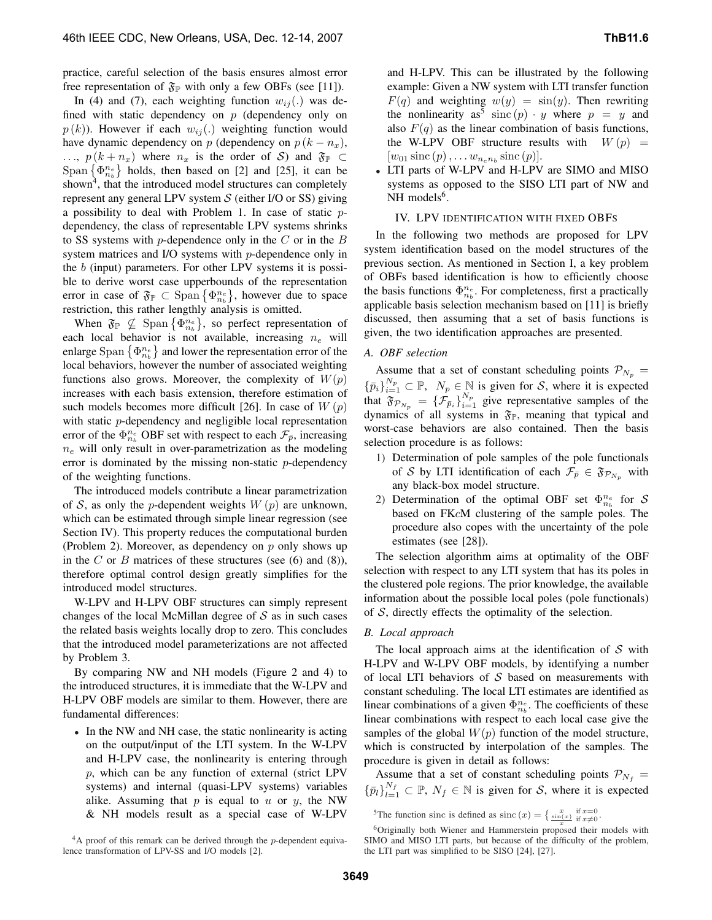practice, careful selection of the basis ensures almost error free representation of $\mathfrak{F}_{\mathbb{P}}$ with only a few OBFs (see [11]).

In (4) and (7), each weighting function $w_{ij}(.)$ was defined with static dependency on $p$ (dependency only on $p(k)$). However if each $w_{ij}(.)$ weighting function would have dynamic dependency on $p$ (dependency on $p(k-n_x)$, $\ldots$, $p(k+n_x)$ where $n_x$ is the order of $\mathcal{S}$) and $\mathfrak{F}_{\mathbb{P}} \subset \operatorname{Span}\{\Phi_{n_b}^{n_e}\}$ holds, then based on [2] and [25], it can be shown[4], that the introduced model structures can completely represent any general LPV system $\mathcal{S}$ (either I/O or SS) giving a possibility to deal with Problem 1. In case of static $p$-dependency, the class of representable LPV systems shrinks to SS systems with $p$-dependence only in the $C$ or in the $B$ system matrices and I/O systems with $p$-dependence only in the $b$ (input) parameters. For other LPV systems it is possible to derive worst case upperbounds of the representation error in case of $\mathfrak{F}_{\mathbb{P}} \subset \operatorname{Span}\{\Phi_{n_b}^{n_e}\}$, however due to space restriction, this rather lengthly analysis is omitted.

When $\mathfrak{F}_{\mathbb{P}} \not\subseteq \operatorname{Span}\{\Phi_{n_b}^{n_e}\}$, so perfect representation of each local behavior is not available, increasing $n_e$ will enlarge $\operatorname{Span}\{\Phi_{n_b}^{n_e}\}$ and lower the representation error of the local behaviors, however the number of associated weighting functions also grows. Moreover, the complexity of $W(p)$ increases with each basis extension, therefore estimation of such models becomes more difficult [26]. In case of $W(p)$ with static $p$-dependency and negligible local representation error of the $\Phi_{n_b}^{n_e}$ OBF set with respect to each $\mathcal{F}_{\bar{p}}$, increasing $n_e$ will only result in over-parametrization as the modeling error is dominated by the missing non-static $p$-dependency of the weighting functions.

The introduced models contribute a linear parametrization of $\mathcal{S}$, as only the $p$-dependent weights $W(p)$ are unknown, which can be estimated through simple linear regression (see Section IV). This property reduces the computational burden (Problem 2). Moreover, as dependency on $p$ only shows up in the $C$ or $B$ matrices of these structures (see (6) and (8)), therefore optimal control design greatly simplifies for the introduced model structures.

W-LPV and H-LPV OBF structures can simply represent changes of the local McMillan degree of $\mathcal{S}$ as in such cases the related basis weights locally drop to zero. This concludes that the introduced model parameterizations are not affected by Problem 3.

By comparing NW and NH models (Figure 2 and 4) to the introduced structures, it is immediate that the W-LPV and H-LPV OBF models are similar to them. However, there are fundamental differences:

- In the NW and NH case, the static nonlinearity is acting on the output/input of the LTI system. In the W-LPV and H-LPV case, the nonlinearity is entering through $p$, which can be any function of external (strict LPV systems) and internal (quasi-LPV systems) variables alike. Assuming that $p$ is equal to $u$ or $y$, the NW & NH models result as a special case of W-LPV and H-LPV. This can be illustrated by the following example: Given a NW system with LTI transfer function $F(q)$ and weighting $w(y) = \sin(y)$. Then rewriting the nonlinearity as[5] $\operatorname{sinc}(p) \cdot y$ where $p = y$ and also $F(q)$ as the linear combination of basis functions, the W-LPV OBF structure results with $W(p) = [w_{01}\operatorname{sinc}(p), \ldots w_{n_e n_b}\operatorname{sinc}(p)]$.
- LTI parts of W-LPV and H-LPV are SIMO and MISO systems as opposed to the SISO LTI part of NW and NH models[6].

## IV. LPV IDENTIFICATION WITH FIXED OBFS

In the following two methods are proposed for LPV system identification based on the model structures of the previous section. As mentioned in Section I, a key problem of OBFs based identification is how to efficiently choose the basis functions $\Phi_{n_b}^{n_e}$. For completeness, first a practically applicable basis selection mechanism based on [11] is briefly discussed, then assuming that a set of basis functions is given, the two identification approaches are presented.

### A. OBF selection

Assume that a set of constant scheduling points $\mathcal{P}_{N_p} = \{\bar{p}_i\}_{i=1}^{N_p} \subset \mathbb{P}$, $N_p \in \mathbb{N}$ is given for $\mathcal{S}$, where it is expected that $\mathfrak{F}_{\mathcal{P}_{N_p}} = \{\mathcal{F}_{\bar{p}_i}\}_{i=1}^{N_p}$ give representative samples of the dynamics of all systems in $\mathfrak{F}_{\mathbb{P}}$, meaning that typical and worst-case behaviors are also contained. Then the basis selection procedure is as follows:

1) Determination of pole samples of the pole functionals of $\mathcal{S}$ by LTI identification of each $\mathcal{F}_{\bar{p}} \in \mathfrak{F}_{\mathcal{P}_{N_p}}$ with any black-box model structure.
2) Determination of the optimal OBF set $\Phi_{n_b}^{n_e}$ for $\mathcal{S}$ based on FK$c$M clustering of the sample poles. The procedure also copes with the uncertainty of the pole estimates (see [28]).

The selection algorithm aims at optimality of the OBF selection with respect to any LTI system that has its poles in the clustered pole regions. The prior knowledge, the available information about the possible local poles (pole functionals) of $\mathcal{S}$, directly effects the optimality of the selection.

### B. Local approach

The local approach aims at the identification of $\mathcal{S}$ with H-LPV and W-LPV OBF models, by identifying a number of local LTI behaviors of $\mathcal{S}$ based on measurements with constant scheduling. The local LTI estimates are identified as linear combinations of a given $\Phi_{n_b}^{n_e}$. The coefficients of these linear combinations with respect to each local case give the samples of the global $W(p)$ function of the model structure, which is constructed by interpolation of the samples. The procedure is given in detail as follows:

Assume that a set of constant scheduling points $\mathcal{P}_{N_f} = \{\bar{p}_l\}_{l=1}^{N_f} \subset \mathbb{P}$, $N_f \in \mathbb{N}$ is given for $\mathcal{S}$, where it is expected

[4] A proof of this remark can be derived through the $p$-dependent equivalence transformation of LPV-SS and I/O models [2].

[5] The function sinc is defined as $\operatorname{sinc}(x) = \begin{cases} x & \text{if } x=0 \\ \frac{\sin(x)}{x} & \text{if } x\neq 0 \end{cases}$.

[6] Originally both Wiener and Hammerstein proposed their models with SIMO and MISO LTI parts, but because of the difficulty of the problem, the LTI part was simplified to be SISO [24], [27].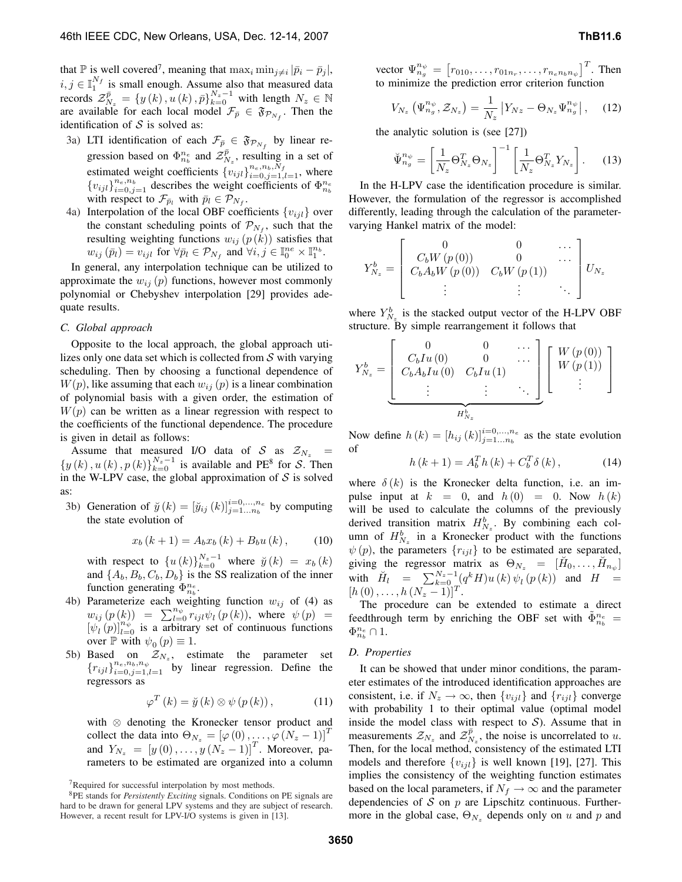that $\mathbb{P}$ is well covered[7], meaning that $\max_i \min_{j\neq i} |\bar{p}_i - \bar{p}_j|$, $i,j \in \mathbb{I}_1^{N_f}$ is small enough. Assume also that measured data records $\mathcal{Z}_{N_z}^{\bar{p}} = \{y(k), u(k), \bar{p}\}_{k=0}^{N_z-1}$ with length $N_z \in \mathbb{N}$ are available for each local model $\mathcal{F}_{\bar{p}} \in \mathfrak{F}_{\mathcal{P}_{N_f}}$. Then the identification of $\mathcal{S}$ is solved as:

3a) LTI identification of each $\mathcal{F}_{\bar{p}} \in \mathfrak{F}_{\mathcal{P}_{N_f}}$ by linear regression based on $\Phi_{n_b}^{n_e}$ and $\mathcal{Z}_{N_z}^{\bar{p}}$, resulting in a set of estimated weight coefficients $\{v_{ijl}\}_{i=0,j=1,l=1}^{n_e,n_b,N_f}$, where $\{v_{ijl}\}_{i=0,j=1}^{n_e,n_b}$ describes the weight coefficients of $\Phi_{n_b}^{n_e}$ with respect to $\mathcal{F}_{\bar{p}_l}$ with $\bar{p}_l \in \mathcal{P}_{N_f}$.

4a) Interpolation of the local OBF coefficients $\{v_{ijl}\}$ over the constant scheduling points of $\mathcal{P}_{N_f}$, such that the resulting weighting functions $w_{ij}(p(k))$ satisfies that $w_{ij}(\bar{p}_l) = v_{ijl}$ for $\forall \bar{p}_l \in \mathcal{P}_{N_f}$ and $\forall i,j \in \mathbb{I}_0^{ne} \times \mathbb{I}_1^{n_b}$.

In general, any interpolation technique can be utilized to approximate the $w_{ij}(p)$ functions, however most commonly polynomial or Chebyshev interpolation [29] provides adequate results.

### C. Global approach

Opposite to the local approach, the global approach utilizes only one data set which is collected from $\mathcal{S}$ with varying scheduling. Then by choosing a functional dependence of $W(p)$, like assuming that each $w_{ij}(p)$ is a linear combination of polynomial basis with a given order, the estimation of $W(p)$ can be written as a linear regression with respect to the coefficients of the functional dependence. The procedure is given in detail as follows:

Assume that measured I/O data of $\mathcal{S}$ as $\mathcal{Z}_{N_z} = \{y(k), u(k), p(k)\}_{k=0}^{N_z-1}$ is available and PE[8] for $\mathcal{S}$. Then in the W-LPV case, the global approximation of $\mathcal{S}$ is solved as:

3b) Generation of $\breve{y}(k) = [\breve{y}_{ij}(k)]_{j=1\dots n_b}^{i=0,\dots,n_e}$ by computing the state evolution of

$$x_b(k+1) = A_b x_b(k) + B_b u(k), \qquad (10)$$

with respect to $\{u(k)\}_{k=0}^{N_z-1}$ where $\breve{y}(k) = x_b(k)$ and $\{A_b, B_b, C_b, D_b\}$ is the SS realization of the inner function generating $\Phi_{n_b}^{n_e}$.

4b) Parameterize each weighting function $w_{ij}$ of (4) as $w_{ij}(p(k)) = \sum_{l=0}^{n_\psi} r_{ijl}\psi_l(p(k))$, where $\psi(p) = [\psi_l(p)]_{l=0}^{n_\psi}$ is a arbitrary set of continuous functions over $\mathbb{P}$ with $\psi_0(p) \equiv 1$.

5b) Based on $\mathcal{Z}_{N_z}$, estimate the parameter set $\{r_{ijl}\}_{i=0,j=1,l=1}^{n_e,n_b,n_\psi}$ by linear regression. Define the regressors as

$$\varphi^T(k) = \breve{y}(k) \otimes \psi(p(k)), \qquad (11)$$

with $\otimes$ denoting the Kronecker tensor product and collect the data into $\Theta_{N_z} = [\varphi(0), \dots, \varphi(N_z-1)]^T$ and $Y_{N_z} = [y(0), \dots, y(N_z-1)]^T$. Moreover, parameters to be estimated are organized into a column vector $\Psi_{n_g}^{n_\psi} = [r_{010}, \dots, r_{01n_r}, \dots, r_{n_e n_b n_\psi}]^T$. Then to minimize the prediction error criterion function

$$V_{N_z}\left(\Psi_{n_g}^{n_\psi}, \mathcal{Z}_{N_z}\right) = \frac{1}{N_z}\left|Y_{Nz} - \Theta_{N_z}\Psi_{n_g}^{n_\psi}\right|, \qquad (12)$$

the analytic solution is (see [27])

$$\breve{\Psi}_{n_g}^{n_\psi} = \left[\frac{1}{N_z}\Theta_{N_z}^T\Theta_{N_z}\right]^{-1}\left[\frac{1}{N_z}\Theta_{N_z}^T Y_{N_z}\right]. \qquad (13)$$

In the H-LPV case the identification procedure is similar. However, the formulation of the regressor is accomplished differently, leading through the calculation of the parameter-varying Hankel matrix of the model:

$$Y_{N_z}^b = \begin{bmatrix} 0 & 0 & \dots \\ C_b W(p(0)) & 0 & \dots \\ C_b A_b W(p(0)) & C_b W(p(1)) & \\ \vdots & \vdots & \ddots \end{bmatrix} U_{N_z}$$

where $Y_{N_z}^b$ is the stacked output vector of the H-LPV OBF structure. By simple rearrangement it follows that

$$Y_{N_z}^b = \underbrace{\begin{bmatrix} 0 & 0 & \dots \\ C_b I u(0) & 0 & \dots \\ C_b A_b I u(0) & C_b I u(1) & \\ \vdots & \vdots & \ddots \end{bmatrix}}_{H_{N_z}^b} \begin{bmatrix} W(p(0)) \\ W(p(1)) \\ \vdots \end{bmatrix}$$

Now define $h(k) = [h_{ij}(k)]_{j=1\dots n_b}^{i=0,\dots,n_e}$ as the state evolution of

$$h(k+1) = A_b^T h(k) + C_b^T \delta(k), \qquad (14)$$

where $\delta(k)$ is the Kronecker delta function, i.e. an impulse input at $k = 0$, and $h(0) = 0$. Now $h(k)$ will be used to calculate the columns of the previously derived transition matrix $H_{N_z}^b$. By combining each column of $H_{N_z}^b$ in a Kronecker product with the functions $\psi(p)$, the parameters $\{r_{ijl}\}$ to be estimated are separated, giving the regressor matrix as $\Theta_{N_z} = [\breve{H}_0, \dots, \breve{H}_{n_\psi}]$ with $\breve{H}_l = \sum_{k=0}^{N_z-1}(q^k H)u(k)\psi_l(p(k))$ and $H = [h(0), \dots, h(N_z-1)]^T$.

The procedure can be extended to estimate a direct feedthrough term by enriching the OBF set with $\tilde{\Phi}_{n_b}^{n_e} = \Phi_{n_b}^{n_e} \cap 1$.

### D. Properties

It can be showed that under minor conditions, the parameter estimates of the introduced identification approaches are consistent, i.e. if $N_z \to \infty$, then $\{v_{ijl}\}$ and $\{r_{ijl}\}$ converge with probability 1 to their optimal value (optimal model inside the model class with respect to $\mathcal{S}$). Assume that in measurements $\mathcal{Z}_{N_z}$ and $\mathcal{Z}_{N_z}^{\bar{p}}$, the noise is uncorrelated to $u$. Then, for the local method, consistency of the estimated LTI models and therefore $\{v_{ijl}\}$ is well known [19], [27]. This implies the consistency of the weighting function estimates based on the local parameters, if $N_f \to \infty$ and the parameter dependencies of $\mathcal{S}$ on $p$ are Lipschitz continuous. Furthermore in the global case, $\Theta_{N_z}$ depends only on $u$ and $p$ and

[7] Required for successful interpolation by most methods.

[8] PE stands for *Persistently Exciting* signals. Conditions on PE signals are hard to be drawn for general LPV systems and they are subject of research. However, a recent result for LPV-I/O systems is given in [13].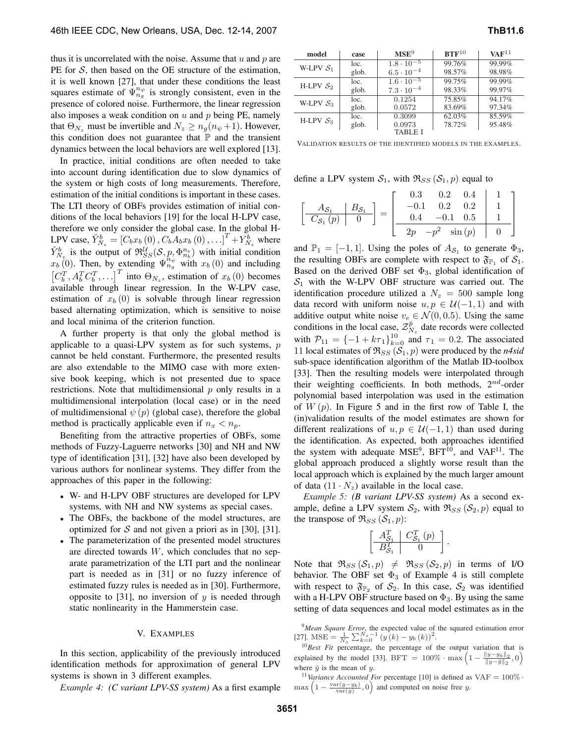thus it is uncorrelated with the noise. Assume that $u$ and $p$ are PE for $\mathcal{S}$, then based on the OE structure of the estimation, it is well known [27], that under these conditions the least squares estimate of $\Psi_{n_g}^{n_\psi}$ is strongly consistent, even in the presence of colored noise. Furthermore, the linear regression also imposes a weak condition on $u$ and $p$ being PE, namely that $\Theta_{N_z}$ must be invertible and $N_z \geq n_g(n_\psi+1)$. However, this condition does not guarantee that $\mathbb{P}$ and the transient dynamics between the local behaviors are well explored [13].

In practice, initial conditions are often needed to take into account during identification due to slow dynamics of the system or high costs of long measurements. Therefore, estimation of the initial conditions is important in these cases. The LTI theory of OBFs provides estimation of initial conditions of the local behaviors [19] for the local H-LPV case, therefore we only consider the global case. In the global H-LPV case, $\breve{Y}_{N_z}^b = [C_b x_b(0), C_b A_b x_b(0), \ldots]^T + Y_{N_z}^b$ where $\breve{Y}_{N_z}^b$ is the output of $\mathfrak{R}_{SS}^{\mathcal{U}}(\mathcal{S}, p, \Phi_{n_b}^{n_e})$ with initial condition $x_b(0)$. Then, by extending $\Psi_{n_g}^{n_\psi}$ with $x_b(0)$ and including $\left[C_b^T, A_b^T C_b^T, \ldots\right]^T$ into $\Theta_{N_z}$, estimation of $x_b(0)$ becomes available through linear regression. In the W-LPV case, estimation of $x_b(0)$ is solvable through linear regression based alternating optimization, which is sensitive to noise and local minima of the criterion function.

A further property is that only the global method is applicable to a quasi-LPV system as for such systems, $p$ cannot be held constant. Furthermore, the presented results are also extendable to the MIMO case with more extensive book keeping, which is not presented due to space restrictions. Note that multidimensional $p$ only results in a multidimensional interpolation (local case) or in the need of multidimensional $\psi(p)$ (global case), therefore the global method is practically applicable even if $n_x < n_p$.

Benefiting from the attractive properties of OBFs, some methods of Fuzzy-Laguerre networks [30] and NH and NW type of identification [31], [32] have also been developed by various authors for nonlinear systems. They differ from the approaches of this paper in the following:

- W- and H-LPV OBF structures are developed for LPV systems, with NH and NW systems as special cases.
- The OBFs, the backbone of the model structures, are optimized for $\mathcal{S}$ and not given a priori as in [30], [31].
- The parameterization of the presented model structures are directed towards $W$, which concludes that no separate parametrization of the LTI part and the nonlinear part is needed as in [31] or no fuzzy inference of estimated fuzzy rules is needed as in [30]. Furthermore, opposite to [31], no inversion of $y$ is needed through static nonlinearity in the Hammerstein case.

## V. Examples

In this section, applicability of the previously introduced identification methods for approximation of general LPV systems is shown in 3 different examples.

*Example 4: (C variant LPV-SS system)* As a first example define a LPV system $\mathcal{S}_1$, with $\mathfrak{R}_{SS}(\mathcal{S}_1, p)$ equal to

$$\left[\begin{array}{c|c} A_{\mathcal{S}_1} & B_{\mathcal{S}_1} \\ \hline C_{\mathcal{S}_1}(p) & 0 \end{array}\right] = \left[\begin{array}{ccc|c} 0.3 & 0.2 & 0.4 & 1 \\ -0.1 & 0.2 & 0.2 & 1 \\ 0.4 & -0.1 & 0.5 & 1 \\ \hline 2p & -p^2 & \sin(p) & 0 \end{array}\right]$$

and $\mathbb{P}_1 = [-1, 1]$. Using the poles of $A_{\mathcal{S}_1}$ to generate $\Phi_3$, the resulting OBFs are complete with respect to $\mathfrak{F}_{\mathbb{P}_1}$ of $\mathcal{S}_1$. Based on the derived OBF set $\Phi_3$, global identification of $\mathcal{S}_1$ with the W-LPV OBF structure was carried out. The identification procedure utilized a $N_z = 500$ sample long data record with uniform noise $u, p \in \mathcal{U}(-1, 1)$ and with additive output white noise $v_e \in \mathcal{N}(0, 0.5)$. Using the same conditions in the local case, $\mathcal{Z}_{N_z}^{\bar{p}}$ date records were collected with $\mathcal{P}_{11} = \{-1 + k\tau_1\}_{k=0}^{10}$ and $\tau_1 = 0.2$. The associated 11 local estimates of $\mathfrak{R}_{SS}(\mathcal{S}_1, p)$ were produced by the ***n4sid*** sub-space identification algorithm of the Matlab ID-toolbox [33]. Then the resulting models were interpolated through their weighting coefficients. In both methods, $2^{nd}$-order polynomial based interpolation was used in the estimation of $W(p)$. In Figure 5 and in the first row of Table I, the (in)validation results of the model estimates are shown for different realizations of $u, p \in \mathcal{U}(-1, 1)$ than used during the identification. As expected, both approaches identified the system with adequate MSE[9], BFT[10], and VAF[11]. The global approach produced a slightly worse result than the local approach which is explained by the much larger amount of data $(11 \cdot N_z)$ available in the local case.

*Example 5: (B variant LPV-SS system)* As a second example, define a LPV system $\mathcal{S}_2$, with $\mathfrak{R}_{SS}(\mathcal{S}_2, p)$ equal to the transpose of $\mathfrak{R}_{SS}(\mathcal{S}_1, p)$:

$$\left[\begin{array}{c|c} A_{\mathcal{S}_1}^T & C_{\mathcal{S}_1}^T(p) \\ \hline B_{\mathcal{S}_1}^T & 0 \end{array}\right].$$

Note that $\mathfrak{R}_{SS}(\mathcal{S}_1, p) \neq \mathfrak{R}_{SS}(\mathcal{S}_2, p)$ in terms of I/O behavior. The OBF set $\Phi_3$ of Example 4 is still complete with respect to $\mathfrak{F}_{\mathbb{P}_2}$ of $\mathcal{S}_2$. In this case, $\mathcal{S}_2$ was identified with a H-LPV OBF structure based on $\Phi_3$. By using the same setting of data sequences and local model estimates as in the

| model | case | MSE[9] | BTF[10] | VAF[11] |
|---|---|---|---|---|
| W-LPV $\mathcal{S}_1$ | loc. | $1.8 \cdot 10^{-5}$ | 99.76% | 99.99% |
| | glob. | $6.5 \cdot 10^{-4}$ | 98.57% | 98.98% |
| H-LPV $\mathcal{S}_2$ | loc. | $1.6 \cdot 10^{-5}$ | 99.75% | 99.99% |
| | glob. | $7.3 \cdot 10^{-4}$ | 98.33% | 99.97% |
| W-LPV $\mathcal{S}_3$ | loc. | 0.1254 | 75.85% | 94.17% |
| | glob. | 0.0572 | 83.69% | 97.34% |
| H-LPV $\mathcal{S}_3$ | loc. | 0.3099 | 62.03% | 85.59% |
| | glob. | 0.0973 | 78.72% | 95.48% |

TABLE I

Validation results of the identified models in the examples.

[9] *Mean Square Error*, the expected value of the squared estimation error [27]. $\mathrm{MSE} = \frac{1}{N_z}\sum_{k=0}^{N_z-1}(y(k) - y_b(k))^2$.

[10] *Best Fit* percentage, the percentage of the output variation that is explained by the model [33]. $\mathrm{BFT} = 100\% \cdot \max\left(1 - \frac{\|y - y_b\|_2}{\|y - \bar{y}\|_2}, 0\right)$ where $\bar{y}$ is the mean of $y$.

[11] *Variance Accounted For* percentage [10] is defined as $\mathrm{VAF} = 100\% \cdot \max\left(1 - \frac{\mathrm{var}(y - y_b)}{\mathrm{var}(y)}, 0\right)$ and computed on noise free $y$.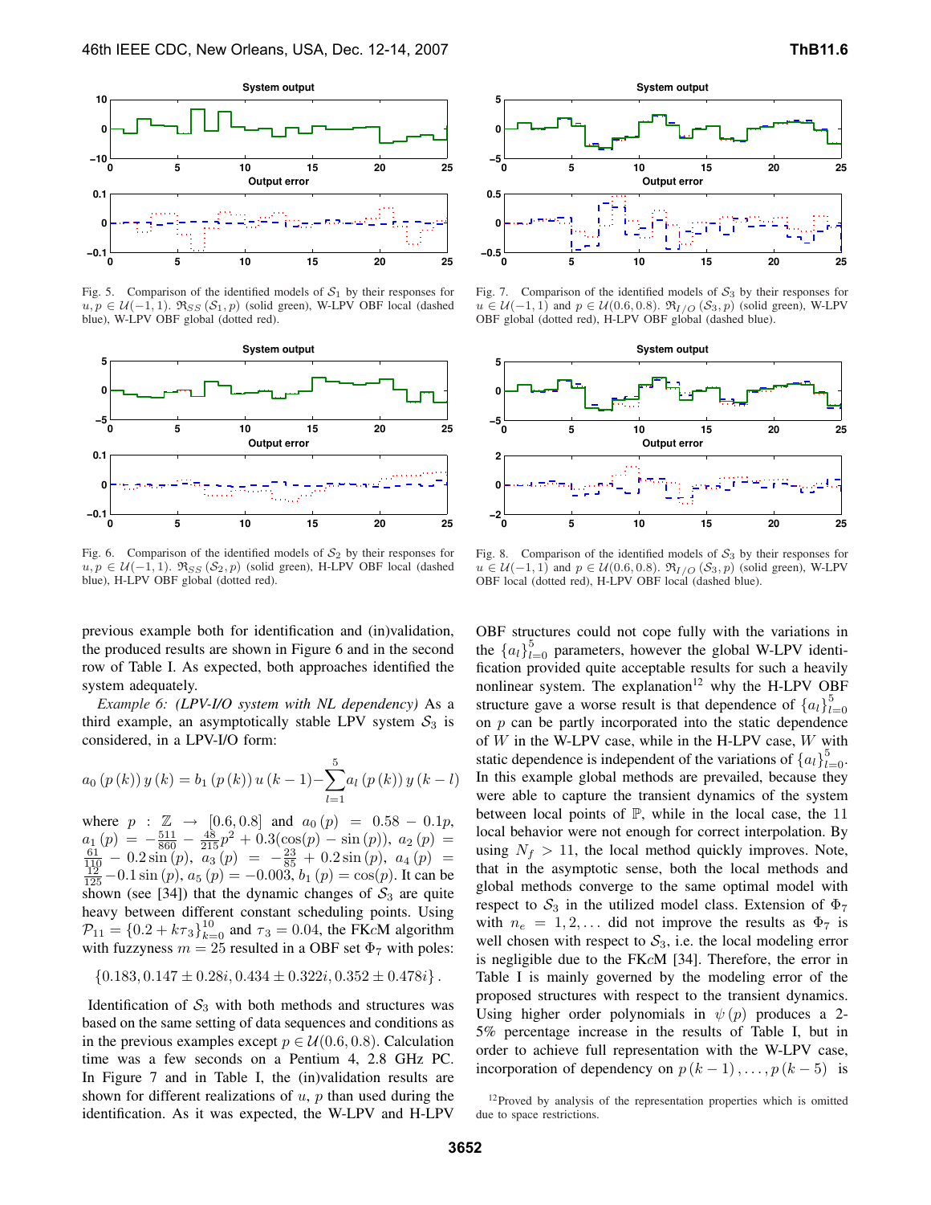Fig. 5. Comparison of the identified models of $\mathcal{S}_1$ by their responses for $u, p \in \mathcal{U}(-1, 1)$. $\mathfrak{R}_{SS}(\mathcal{S}_1, p)$ (solid green), W-LPV OBF local (dashed blue), W-LPV OBF global (dotted red).

Fig. 6. Comparison of the identified models of $\mathcal{S}_2$ by their responses for $u, p \in \mathcal{U}(-1, 1)$. $\mathfrak{R}_{SS}(\mathcal{S}_2, p)$ (solid green), H-LPV OBF local (dashed blue), H-LPV OBF global (dotted red).

Fig. 7. Comparison of the identified models of $\mathcal{S}_3$ by their responses for $u \in \mathcal{U}(-1, 1)$ and $p \in \mathcal{U}(0.6, 0.8)$. $\mathfrak{R}_{I/O}(\mathcal{S}_3, p)$ (solid green), W-LPV OBF global (dotted red), H-LPV OBF global (dashed blue).

Fig. 8. Comparison of the identified models of $\mathcal{S}_3$ by their responses for $u \in \mathcal{U}(-1, 1)$ and $p \in \mathcal{U}(0.6, 0.8)$. $\mathfrak{R}_{I/O}(\mathcal{S}_3, p)$ (solid green), W-LPV OBF local (dotted red), H-LPV OBF local (dashed blue).

previous example both for identification and (in)validation, the produced results are shown in Figure 6 and in the second row of Table I. As expected, both approaches identified the system adequately.

*Example 6: (LPV-I/O system with NL dependency)* As a third example, an asymptotically stable LPV system $\mathcal{S}_3$ is considered, in a LPV-I/O form:

$$a_0(p(k))\, y(k) = b_1(p(k))\, u(k-1) - \sum_{l=1}^{5} a_l(p(k))\, y(k-l)$$

where $p : \mathbb{Z} \to [0.6, 0.8]$ and $a_0(p) = 0.58 - 0.1p$, $a_1(p) = -\frac{511}{860} - \frac{48}{215}p^2 + 0.3(\cos(p) - \sin(p))$, $a_2(p) = \frac{61}{110} - 0.2\sin(p)$, $a_3(p) = -\frac{23}{85} + 0.2\sin(p)$, $a_4(p) = \frac{12}{125} - 0.1\sin(p)$, $a_5(p) = -0.003$, $b_1(p) = \cos(p)$. It can be shown (see [34]) that the dynamic changes of $\mathcal{S}_3$ are quite heavy between different constant scheduling points. Using $\mathcal{P}_{11} = \{0.2 + k\tau_3\}_{k=0}^{10}$ and $\tau_3 = 0.04$, the FK$c$M algorithm with fuzzyness $m = 25$ resulted in a OBF set $\Phi_7$ with poles:

$$\{0.183, 0.147 \pm 0.28i, 0.434 \pm 0.322i, 0.352 \pm 0.478i\}.$$

Identification of $\mathcal{S}_3$ with both methods and structures was based on the same setting of data sequences and conditions as in the previous examples except $p \in \mathcal{U}(0.6, 0.8)$. Calculation time was a few seconds on a Pentium 4, 2.8 GHz PC. In Figure 7 and in Table I, the (in)validation results are shown for different realizations of $u$, $p$ than used during the identification. As it was expected, the W-LPV and H-LPV OBF structures could not cope fully with the variations in the $\{a_l\}_{l=0}^{5}$ parameters, however the global W-LPV identification provided quite acceptable results for such a heavily nonlinear system. The explanation[12] why the H-LPV OBF structure gave a worse result is that dependence of $\{a_l\}_{l=0}^{5}$ on $p$ can be partly incorporated into the static dependence of $W$ in the W-LPV case, while in the H-LPV case, $W$ with static dependence is independent of the variations of $\{a_l\}_{l=0}^{5}$. In this example global methods are prevailed, because they were able to capture the transient dynamics of the system between local points of $\mathbb{P}$, while in the local case, the 11 local behavior were not enough for correct interpolation. By using $N_f > 11$, the local method quickly improves. Note, that in the asymptotic sense, both the local methods and global methods converge to the same optimal model with respect to $\mathcal{S}_3$ in the utilized model class. Extension of $\Phi_7$ with $n_e = 1, 2, \ldots$ did not improve the results as $\Phi_7$ is well chosen with respect to $\mathcal{S}_3$, i.e. the local modeling error is negligible due to the FK$c$M [34]. Therefore, the error in Table I is mainly governed by the modeling error of the proposed structures with respect to the transient dynamics. Using higher order polynomials in $\psi(p)$ produces a 2-5% percentage increase in the results of Table I, but in order to achieve full representation with the W-LPV case, incorporation of dependency on $p(k-1), \ldots, p(k-5)$ is

[12] Proved by analysis of the representation properties which is omitted due to space restrictions.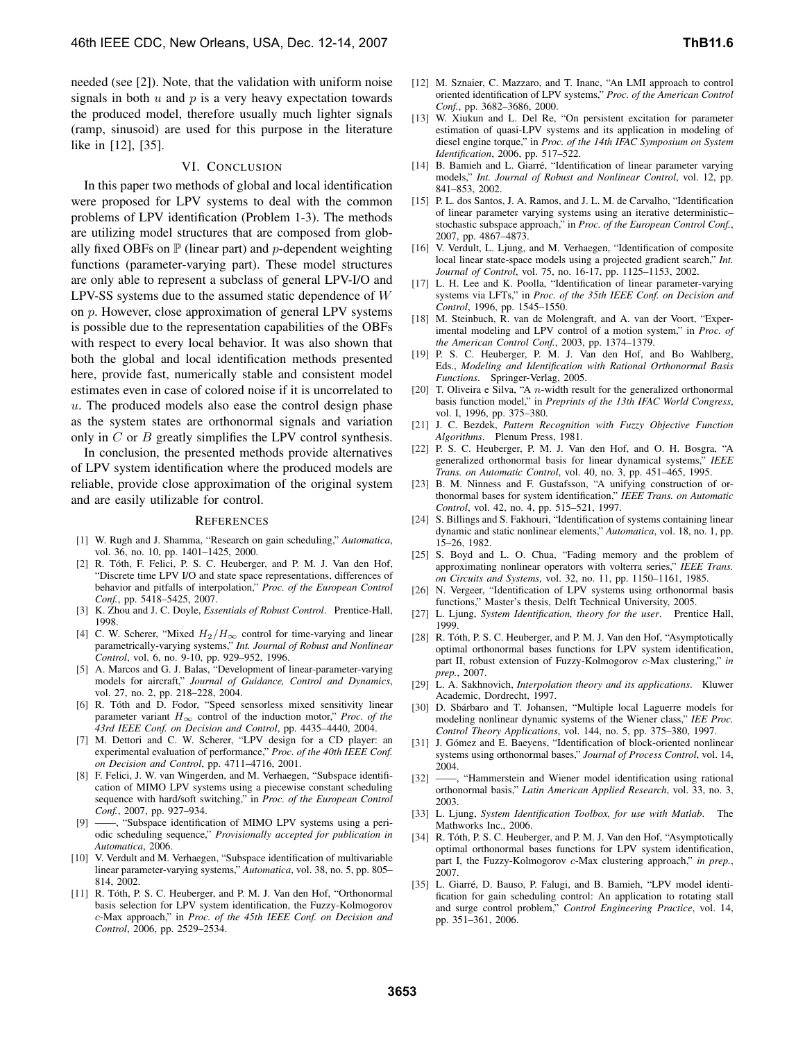needed (see [2]). Note, that the validation with uniform noise signals in both $u$ and $p$ is a very heavy expectation towards the produced model, therefore usually much lighter signals (ramp, sinusoid) are used for this purpose in the literature like in [12], [35].

## VI. Conclusion

In this paper two methods of global and local identification were proposed for LPV systems to deal with the common problems of LPV identification (Problem 1-3). The methods are utilizing model structures that are composed from globally fixed OBFs on $\mathbb{P}$ (linear part) and $p$-dependent weighting functions (parameter-varying part). These model structures are only able to represent a subclass of general LPV-I/O and LPV-SS systems due to the assumed static dependence of $W$ on $p$. However, close approximation of general LPV systems is possible due to the representation capabilities of the OBFs with respect to every local behavior. It was also shown that both the global and local identification methods presented here, provide fast, numerically stable and consistent model estimates even in case of colored noise if it is uncorrelated to $u$. The produced models also ease the control design phase as the system states are orthonormal signals and variation only in $C$ or $B$ greatly simplifies the LPV control synthesis.

In conclusion, the presented methods provide alternatives of LPV system identification where the produced models are reliable, provide close approximation of the original system and are easily utilizable for control.

## References

[1] W. Rugh and J. Shamma, "Research on gain scheduling," *Automatica*, vol. 36, no. 10, pp. 1401–1425, 2000.

[2] R. Tóth, F. Felici, P. S. C. Heuberger, and P. M. J. Van den Hof, "Discrete time LPV I/O and state space representations, differences of behavior and pitfalls of interpolation," *Proc. of the European Control Conf.*, pp. 5418–5425, 2007.

[3] K. Zhou and J. C. Doyle, *Essentials of Robust Control*. Prentice-Hall, 1998.

[4] C. W. Scherer, "Mixed $H_2/H_\infty$ control for time-varying and linear parametrically-varying systems," *Int. Journal of Robust and Nonlinear Control*, vol. 6, no. 9-10, pp. 929–952, 1996.

[5] A. Marcos and G. J. Balas, "Development of linear-parameter-varying models for aircraft," *Journal of Guidance, Control and Dynamics*, vol. 27, no. 2, pp. 218–228, 2004.

[6] R. Tóth and D. Fodor, "Speed sensorless mixed sensitivity linear parameter variant $H_\infty$ control of the induction motor," *Proc. of the 43rd IEEE Conf. on Decision and Control*, pp. 4435–4440, 2004.

[7] M. Dettori and C. W. Scherer, "LPV design for a CD player: an experimental evaluation of performance," *Proc. of the 40th IEEE Conf. on Decision and Control*, pp. 4711–4716, 2001.

[8] F. Felici, J. W. van Wingerden, and M. Verhaegen, "Subspace identification of MIMO LPV systems using a piecewise constant scheduling sequence with hard/soft switching," in *Proc. of the European Control Conf.*, 2007, pp. 927–934.

[9] ——, "Subspace identification of MIMO LPV systems using a periodic scheduling sequence," *Provisionally accepted for publication in Automatica*, 2006.

[10] V. Verdult and M. Verhaegen, "Subspace identification of multivariable linear parameter-varying systems," *Automatica*, vol. 38, no. 5, pp. 805–814, 2002.

[11] R. Tóth, P. S. C. Heuberger, and P. M. J. Van den Hof, "Orthonormal basis selection for LPV system identification, the Fuzzy-Kolmogorov $c$-Max approach," in *Proc. of the 45th IEEE Conf. on Decision and Control*, 2006, pp. 2529–2534.

[12] M. Sznaier, C. Mazzaro, and T. Inanc, "An LMI approach to control oriented identification of LPV systems," *Proc. of the American Control Conf.*, pp. 3682–3686, 2000.

[13] W. Xiukun and L. Del Re, "On persistent excitation for parameter estimation of quasi-LPV systems and its application in modeling of diesel engine torque," in *Proc. of the 14th IFAC Symposium on System Identification*, 2006, pp. 517–522.

[14] B. Bamieh and L. Giarré, "Identification of linear parameter varying models," *Int. Journal of Robust and Nonlinear Control*, vol. 12, pp. 841–853, 2002.

[15] P. L. dos Santos, J. A. Ramos, and J. L. M. de Carvalho, "Identification of linear parameter varying systems using an iterative deterministic–stochastic subspace approach," in *Proc. of the European Control Conf.*, 2007, pp. 4867–4873.

[16] V. Verdult, L. Ljung, and M. Verhaegen, "Identification of composite local linear state-space models using a projected gradient search," *Int. Journal of Control*, vol. 75, no. 16-17, pp. 1125–1153, 2002.

[17] L. H. Lee and K. Poolla, "Identification of linear parameter-varying systems via LFTs," in *Proc. of the 35th IEEE Conf. on Decision and Control*, 1996, pp. 1545–1550.

[18] M. Steinbuch, R. van de Molengraft, and A. van der Voort, "Experimental modeling and LPV control of a motion system," in *Proc. of the American Control Conf.*, 2003, pp. 1374–1379.

[19] P. S. C. Heuberger, P. M. J. Van den Hof, and Bo Wahlberg, Eds., *Modeling and Identification with Rational Orthonormal Basis Functions*. Springer-Verlag, 2005.

[20] T. Oliveira e Silva, "A $n$-width result for the generalized orthonormal basis function model," in *Preprints of the 13th IFAC World Congress*, vol. I, 1996, pp. 375–380.

[21] J. C. Bezdek, *Pattern Recognition with Fuzzy Objective Function Algorithms*. Plenum Press, 1981.

[22] P. S. C. Heuberger, P. M. J. Van den Hof, and O. H. Bosgra, "A generalized orthonormal basis for linear dynamical systems," *IEEE Trans. on Automatic Control*, vol. 40, no. 3, pp. 451–465, 1995.

[23] B. M. Ninness and F. Gustafsson, "A unifying construction of orthonormal bases for system identification," *IEEE Trans. on Automatic Control*, vol. 42, no. 4, pp. 515–521, 1997.

[24] S. Billings and S. Fakhouri, "Identification of systems containing linear dynamic and static nonlinear elements," *Automatica*, vol. 18, no. 1, pp. 15–26, 1982.

[25] S. Boyd and L. O. Chua, "Fading memory and the problem of approximating nonlinear operators with volterra series," *IEEE Trans. on Circuits and Systems*, vol. 32, no. 11, pp. 1150–1161, 1985.

[26] N. Vergeer, "Identification of LPV systems using orthonormal basis functions," Master's thesis, Delft Technical University, 2005.

[27] L. Ljung, *System Identification, theory for the user*. Prentice Hall, 1999.

[28] R. Tóth, P. S. C. Heuberger, and P. M. J. Van den Hof, "Asymptotically optimal orthonormal bases functions for LPV system identification, part II, robust extension of Fuzzy-Kolmogorov $c$-Max clustering," *in prep.*, 2007.

[29] L. A. Sakhnovich, *Interpolation theory and its applications*. Kluwer Academic, Dordrecht, 1997.

[30] D. Sbárbaro and T. Johansen, "Multiple local Laguerre models for modeling nonlinear dynamic systems of the Wiener class," *IEE Proc. Control Theory Applications*, vol. 144, no. 5, pp. 375–380, 1997.

[31] J. Gómez and E. Baeyens, "Identification of block-oriented nonlinear systems using orthonormal bases," *Journal of Process Control*, vol. 14, 2004.

[32] ——, "Hammerstein and Wiener model identification using rational orthonormal basis," *Latin American Applied Research*, vol. 33, no. 3, 2003.

[33] L. Ljung, *System Identification Toolbox, for use with Matlab*. The Mathworks Inc., 2006.

[34] R. Tóth, P. S. C. Heuberger, and P. M. J. Van den Hof, "Asymptotically optimal orthonormal bases functions for LPV system identification, part I, the Fuzzy-Kolmogorov $c$-Max clustering approach," *in prep.*, 2007.

[35] L. Giarré, D. Bauso, P. Falugi, and B. Bamieh, "LPV model identification for gain scheduling control: An application to rotating stall and surge control problem," *Control Engineering Practice*, vol. 14, pp. 351–361, 2006.